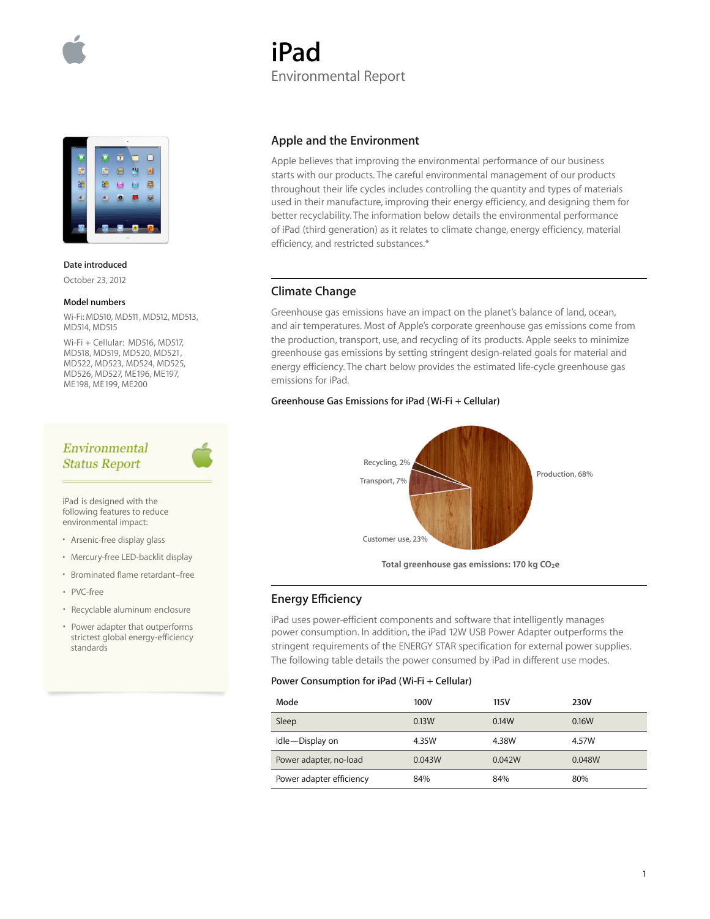# iPad

## Environmental Report

**Date introduced**

October 23, 2012

**Model numbers**

Wi-Fi: MD510, MD511, MD512, MD513, MD514, MD515

Wi-Fi + Cellular: MD516, MD517, MD518, MD519, MD520, MD521, MD522, MD523, MD524, MD525, MD526, MD527, ME196, ME197, ME198, ME199, ME200

### *Environmental Status Report*

iPad is designed with the following features to reduce environmental impact:

- Arsenic-free display glass
- Mercury-free LED-backlit display
- Brominated flame retardant–free
- PVC-free
- Recyclable aluminum enclosure
- Power adapter that outperforms strictest global energy-efficiency standards

## Apple and the Environment

Apple believes that improving the environmental performance of our business starts with our products. The careful environmental management of our products throughout their life cycles includes controlling the quantity and types of materials used in their manufacture, improving their energy efficiency, and designing them for better recyclability. The information below details the environmental performance of iPad (third generation) as it relates to climate change, energy efficiency, material efficiency, and restricted substances.*

## Climate Change

Greenhouse gas emissions have an impact on the planet's balance of land, ocean, and air temperatures. Most of Apple's corporate greenhouse gas emissions come from the production, transport, use, and recycling of its products. Apple seeks to minimize greenhouse gas emissions by setting stringent design-related goals for material and energy efficiency. The chart below provides the estimated life-cycle greenhouse gas emissions for iPad.

**Greenhouse Gas Emissions for iPad (Wi-Fi + Cellular)**

Recycling, 2%

Transport, 7%

Customer use, 23%

Production, 68%

**Total greenhouse gas emissions: 170 kg $CO_2e$**

## Energy Efficiency

iPad uses power-efficient components and software that intelligently manages power consumption. In addition, the iPad 12W USB Power Adapter outperforms the stringent requirements of the ENERGY STAR specification for external power supplies. The following table details the power consumed by iPad in different use modes.

**Power Consumption for iPad (Wi-Fi + Cellular)**

| Mode | 100V | 115V | 230V |
|---|---|---|---|
| Sleep | 0.13W | 0.14W | 0.16W |
| Idle—Display on | 4.35W | 4.38W | 4.57W |
| Power adapter, no-load | 0.043W | 0.042W | 0.048W |
| Power adapter efficiency | 84% | 84% | 80% |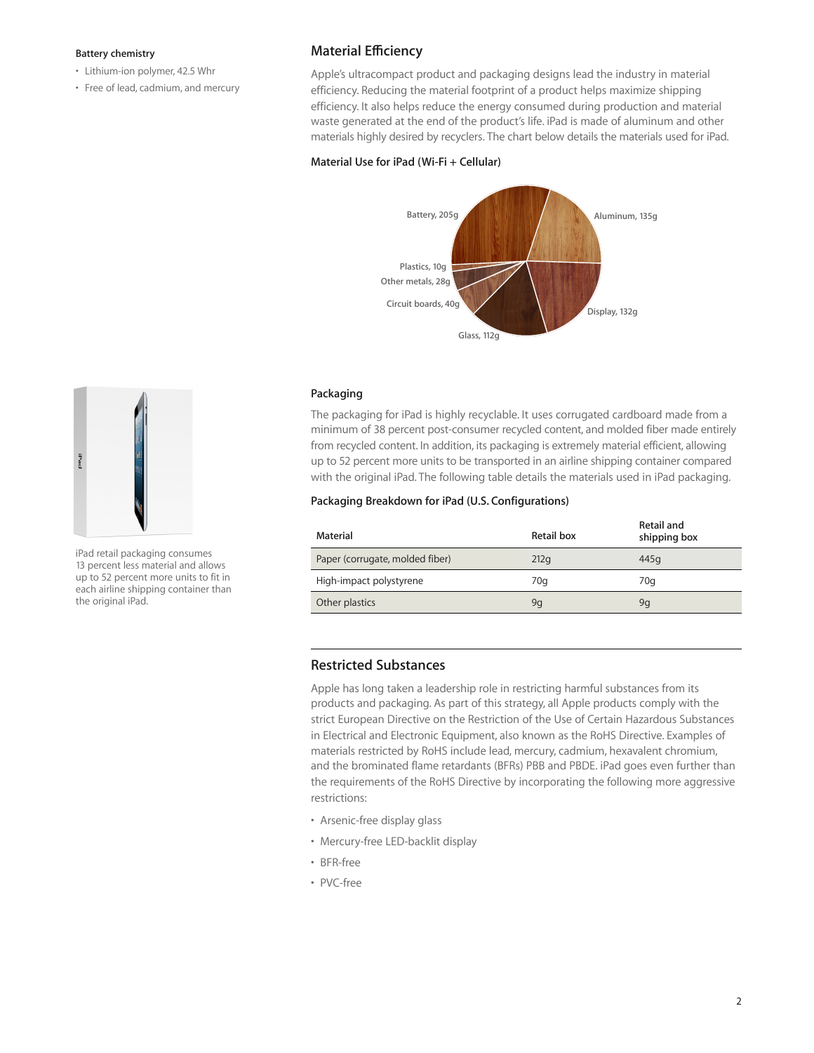**Battery chemistry**

- Lithium-ion polymer, 42.5 Whr
- Free of lead, cadmium, and mercury

## Material Efficiency

Apple's ultracompact product and packaging designs lead the industry in material efficiency. Reducing the material footprint of a product helps maximize shipping efficiency. It also helps reduce the energy consumed during production and material waste generated at the end of the product's life. iPad is made of aluminum and other materials highly desired by recyclers. The chart below details the materials used for iPad.

**Material Use for iPad (Wi-Fi + Cellular)**

Battery, 205g
Aluminum, 135g
Display, 132g
Glass, 112g
Circuit boards, 40g
Other metals, 28g
Plastics, 10g

### Packaging

The packaging for iPad is highly recyclable. It uses corrugated cardboard made from a minimum of 38 percent post-consumer recycled content, and molded fiber made entirely from recycled content. In addition, its packaging is extremely material efficient, allowing up to 52 percent more units to be transported in an airline shipping container compared with the original iPad. The following table details the materials used in iPad packaging.

iPad retail packaging consumes 13 percent less material and allows up to 52 percent more units to fit in each airline shipping container than the original iPad.

**Packaging Breakdown for iPad (U.S. Configurations)**

| Material | Retail box | Retail and shipping box |
|---|---|---|
| Paper (corrugate, molded fiber) | 212g | 445g |
| High-impact polystyrene | 70g | 70g |
| Other plastics | 9g | 9g |

## Restricted Substances

Apple has long taken a leadership role in restricting harmful substances from its products and packaging. As part of this strategy, all Apple products comply with the strict European Directive on the Restriction of the Use of Certain Hazardous Substances in Electrical and Electronic Equipment, also known as the RoHS Directive. Examples of materials restricted by RoHS include lead, mercury, cadmium, hexavalent chromium, and the brominated flame retardants (BFRs) PBB and PBDE. iPad goes even further than the requirements of the RoHS Directive by incorporating the following more aggressive restrictions:

- Arsenic-free display glass
- Mercury-free LED-backlit display
- BFR-free
- PVC-free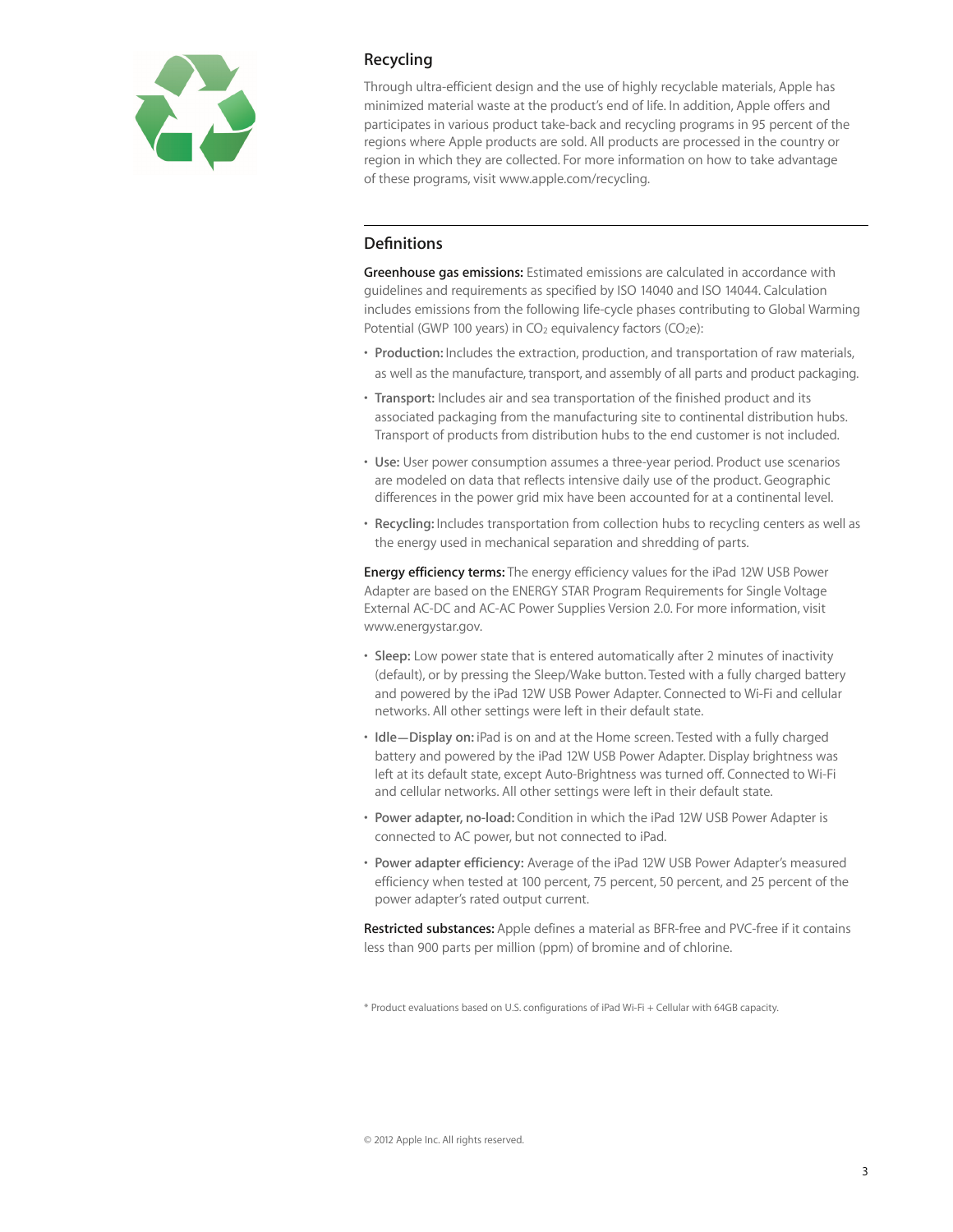## Recycling

Through ultra-efficient design and the use of highly recyclable materials, Apple has minimized material waste at the product's end of life. In addition, Apple offers and participates in various product take-back and recycling programs in 95 percent of the regions where Apple products are sold. All products are processed in the country or region in which they are collected. For more information on how to take advantage of these programs, visit www.apple.com/recycling.

## Definitions

**Greenhouse gas emissions:** Estimated emissions are calculated in accordance with guidelines and requirements as specified by ISO 14040 and ISO 14044. Calculation includes emissions from the following life-cycle phases contributing to Global Warming Potential (GWP 100 years) in $CO_2$ equivalency factors ($CO_2e$):

- **Production:** Includes the extraction, production, and transportation of raw materials, as well as the manufacture, transport, and assembly of all parts and product packaging.
- **Transport:** Includes air and sea transportation of the finished product and its associated packaging from the manufacturing site to continental distribution hubs. Transport of products from distribution hubs to the end customer is not included.
- **Use:** User power consumption assumes a three-year period. Product use scenarios are modeled on data that reflects intensive daily use of the product. Geographic differences in the power grid mix have been accounted for at a continental level.
- **Recycling:** Includes transportation from collection hubs to recycling centers as well as the energy used in mechanical separation and shredding of parts.

**Energy efficiency terms:** The energy efficiency values for the iPad 12W USB Power Adapter are based on the ENERGY STAR Program Requirements for Single Voltage External AC-DC and AC-AC Power Supplies Version 2.0. For more information, visit www.energystar.gov.

- **Sleep:** Low power state that is entered automatically after 2 minutes of inactivity (default), or by pressing the Sleep/Wake button. Tested with a fully charged battery and powered by the iPad 12W USB Power Adapter. Connected to Wi-Fi and cellular networks. All other settings were left in their default state.
- **Idle—Display on:** iPad is on and at the Home screen. Tested with a fully charged battery and powered by the iPad 12W USB Power Adapter. Display brightness was left at its default state, except Auto-Brightness was turned off. Connected to Wi-Fi and cellular networks. All other settings were left in their default state.
- **Power adapter, no-load:** Condition in which the iPad 12W USB Power Adapter is connected to AC power, but not connected to iPad.
- **Power adapter efficiency:** Average of the iPad 12W USB Power Adapter's measured efficiency when tested at 100 percent, 75 percent, 50 percent, and 25 percent of the power adapter's rated output current.

**Restricted substances:** Apple defines a material as BFR-free and PVC-free if it contains less than 900 parts per million (ppm) of bromine and of chlorine.

* Product evaluations based on U.S. configurations of iPad Wi-Fi + Cellular with 64GB capacity.

© 2012 Apple Inc. All rights reserved.